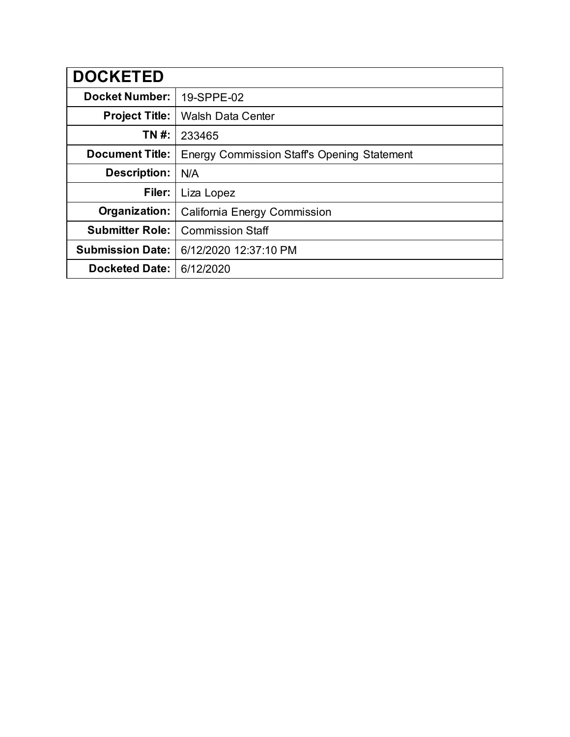| DOCKETED | |
|---|---|
| **Docket Number:** | 19-SPPE-02 |
| **Project Title:** | Walsh Data Center |
| **TN #:** | 233465 |
| **Document Title:** | Energy Commission Staff's Opening Statement |
| **Description:** | N/A |
| **Filer:** | Liza Lopez |
| **Organization:** | California Energy Commission |
| **Submitter Role:** | Commission Staff |
| **Submission Date:** | 6/12/2020 12:37:10 PM |
| **Docketed Date:** | 6/12/2020 |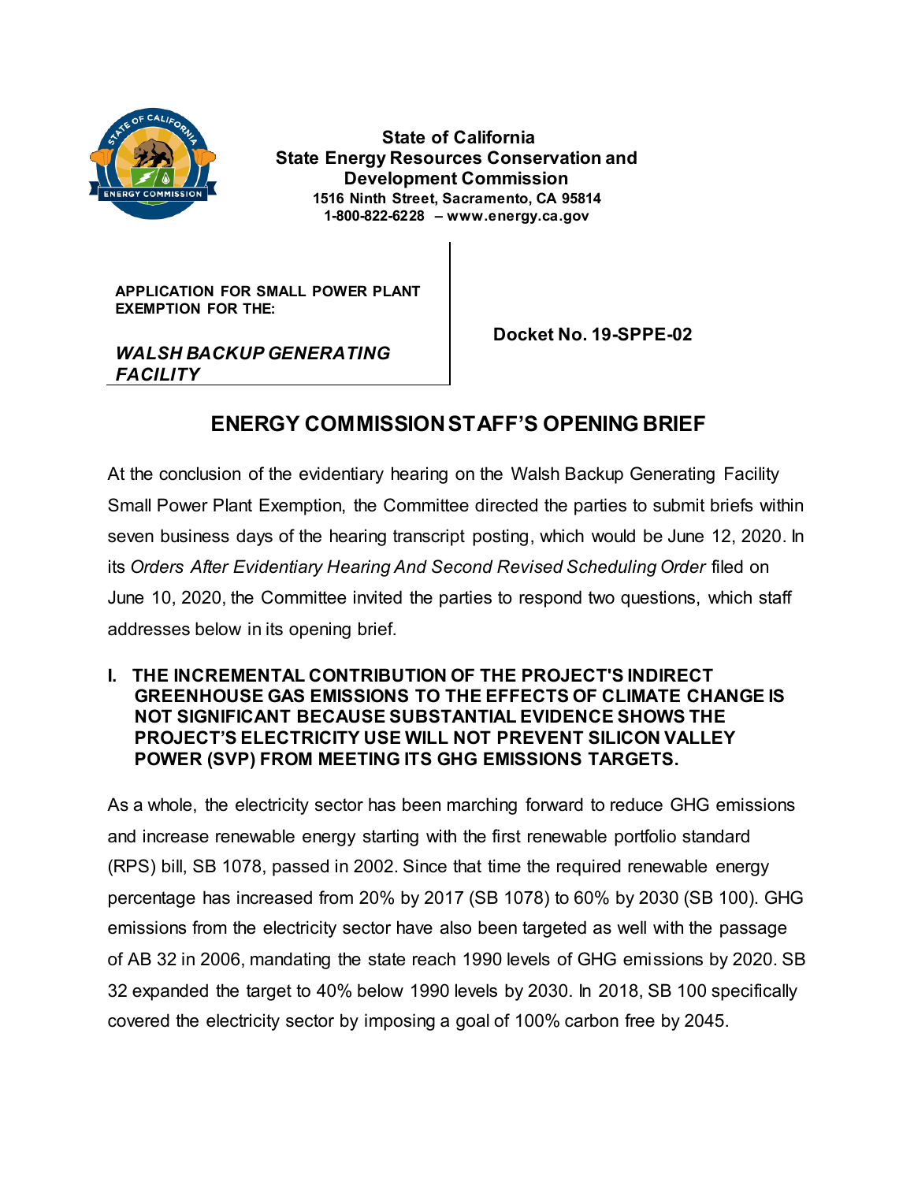State of California
State Energy Resources Conservation and Development Commission
1516 Ninth Street, Sacramento, CA 95814
1-800-822-6228 – www.energy.ca.gov

| APPLICATION FOR SMALL POWER PLANT EXEMPTION FOR THE: *WALSH BACKUP GENERATING FACILITY* | Docket No. 19-SPPE-02 |
| --- | --- |

# ENERGY COMMISSION STAFF'S OPENING BRIEF

At the conclusion of the evidentiary hearing on the Walsh Backup Generating Facility Small Power Plant Exemption, the Committee directed the parties to submit briefs within seven business days of the hearing transcript posting, which would be June 12, 2020. In its *Orders After Evidentiary Hearing And Second Revised Scheduling Order* filed on June 10, 2020, the Committee invited the parties to respond two questions, which staff addresses below in its opening brief.

## I. THE INCREMENTAL CONTRIBUTION OF THE PROJECT'S INDIRECT GREENHOUSE GAS EMISSIONS TO THE EFFECTS OF CLIMATE CHANGE IS NOT SIGNIFICANT BECAUSE SUBSTANTIAL EVIDENCE SHOWS THE PROJECT'S ELECTRICITY USE WILL NOT PREVENT SILICON VALLEY POWER (SVP) FROM MEETING ITS GHG EMISSIONS TARGETS.

As a whole, the electricity sector has been marching forward to reduce GHG emissions and increase renewable energy starting with the first renewable portfolio standard (RPS) bill, SB 1078, passed in 2002. Since that time the required renewable energy percentage has increased from 20% by 2017 (SB 1078) to 60% by 2030 (SB 100). GHG emissions from the electricity sector have also been targeted as well with the passage of AB 32 in 2006, mandating the state reach 1990 levels of GHG emissions by 2020. SB 32 expanded the target to 40% below 1990 levels by 2030. In 2018, SB 100 specifically covered the electricity sector by imposing a goal of 100% carbon free by 2045.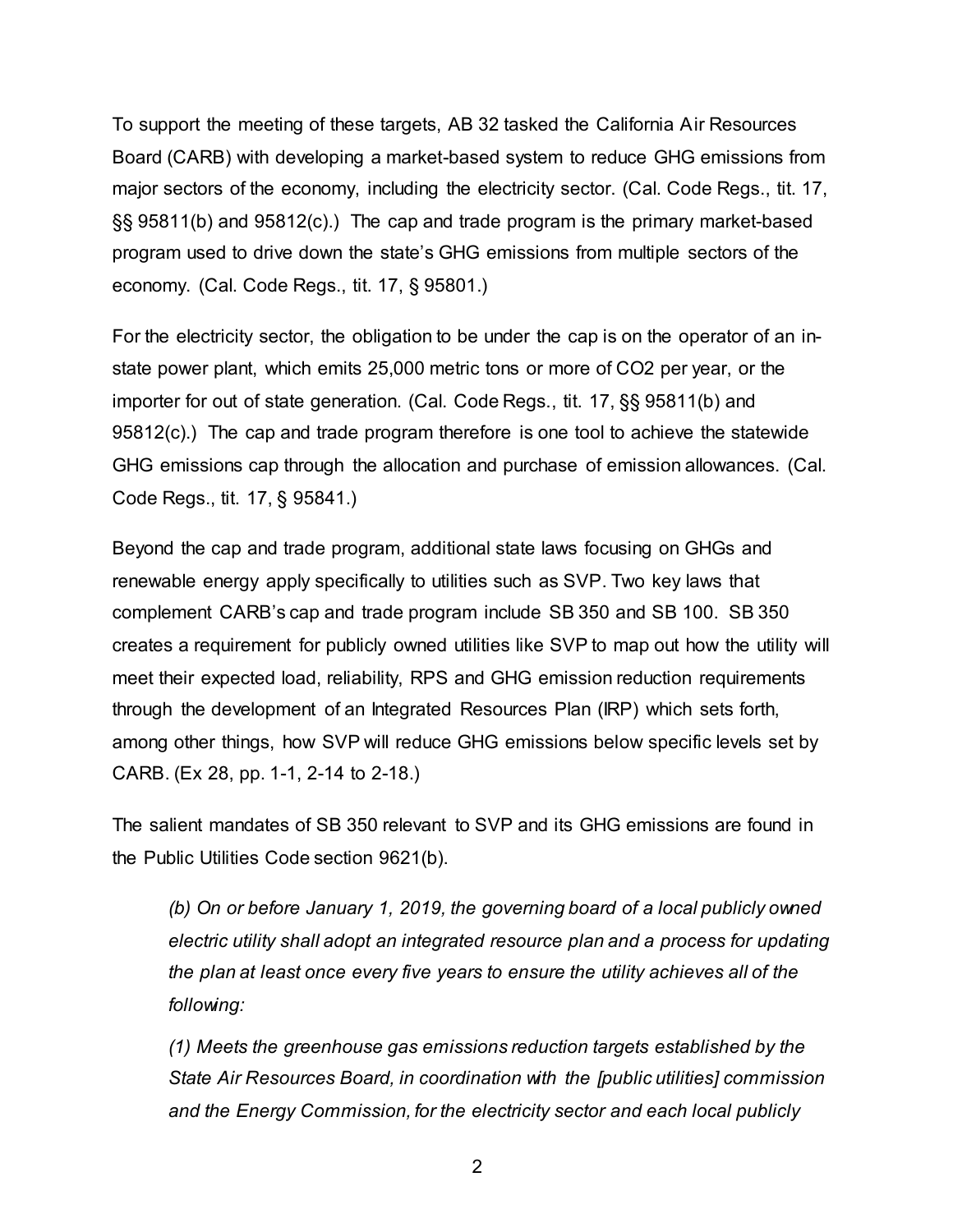To support the meeting of these targets, AB 32 tasked the California Air Resources Board (CARB) with developing a market-based system to reduce GHG emissions from major sectors of the economy, including the electricity sector. (Cal. Code Regs., tit. 17, §§ 95811(b) and 95812(c).) The cap and trade program is the primary market-based program used to drive down the state's GHG emissions from multiple sectors of the economy. (Cal. Code Regs., tit. 17, § 95801.)

For the electricity sector, the obligation to be under the cap is on the operator of an in-state power plant, which emits 25,000 metric tons or more of $CO_2$ per year, or the importer for out of state generation. (Cal. Code Regs., tit. 17, §§ 95811(b) and 95812(c).) The cap and trade program therefore is one tool to achieve the statewide GHG emissions cap through the allocation and purchase of emission allowances. (Cal. Code Regs., tit. 17, § 95841.)

Beyond the cap and trade program, additional state laws focusing on GHGs and renewable energy apply specifically to utilities such as SVP. Two key laws that complement CARB's cap and trade program include SB 350 and SB 100. SB 350 creates a requirement for publicly owned utilities like SVP to map out how the utility will meet their expected load, reliability, RPS and GHG emission reduction requirements through the development of an Integrated Resources Plan (IRP) which sets forth, among other things, how SVP will reduce GHG emissions below specific levels set by CARB. (Ex 28, pp. 1-1, 2-14 to 2-18.)

The salient mandates of SB 350 relevant to SVP and its GHG emissions are found in the Public Utilities Code section 9621(b).

> *(b) On or before January 1, 2019, the governing board of a local publicly owned electric utility shall adopt an integrated resource plan and a process for updating the plan at least once every five years to ensure the utility achieves all of the following:*
>
> *(1) Meets the greenhouse gas emissions reduction targets established by the State Air Resources Board, in coordination with the [public utilities] commission and the Energy Commission, for the electricity sector and each local publicly*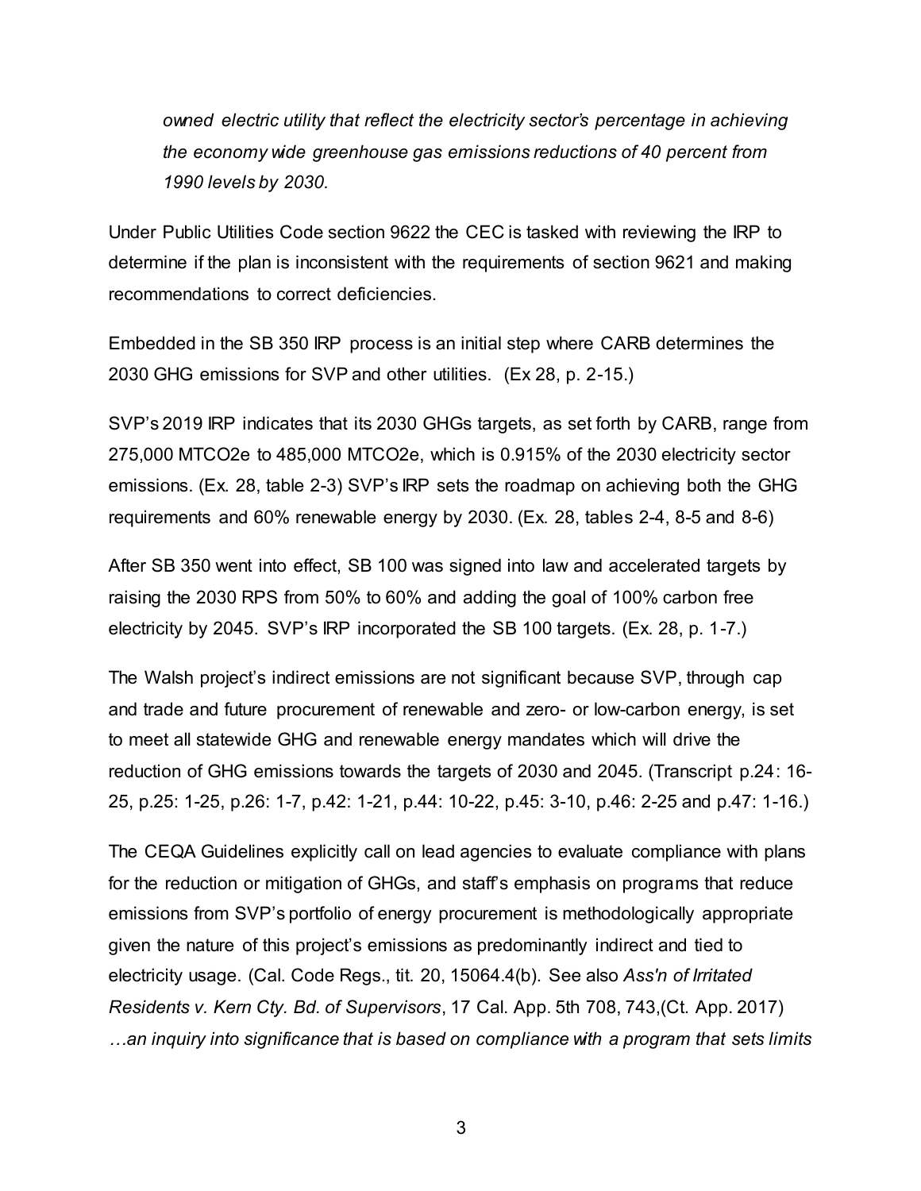*owned electric utility that reflect the electricity sector's percentage in achieving the economy wide greenhouse gas emissions reductions of 40 percent from 1990 levels by 2030.*

Under Public Utilities Code section 9622 the CEC is tasked with reviewing the IRP to determine if the plan is inconsistent with the requirements of section 9621 and making recommendations to correct deficiencies.

Embedded in the SB 350 IRP process is an initial step where CARB determines the 2030 GHG emissions for SVP and other utilities. (Ex 28, p. 2-15.)

SVP's 2019 IRP indicates that its 2030 GHGs targets, as set forth by CARB, range from 275,000 MTCO2e to 485,000 MTCO2e, which is 0.915% of the 2030 electricity sector emissions. (Ex. 28, table 2-3) SVP's IRP sets the roadmap on achieving both the GHG requirements and 60% renewable energy by 2030. (Ex. 28, tables 2-4, 8-5 and 8-6)

After SB 350 went into effect, SB 100 was signed into law and accelerated targets by raising the 2030 RPS from 50% to 60% and adding the goal of 100% carbon free electricity by 2045. SVP's IRP incorporated the SB 100 targets. (Ex. 28, p. 1-7.)

The Walsh project's indirect emissions are not significant because SVP, through cap and trade and future procurement of renewable and zero- or low-carbon energy, is set to meet all statewide GHG and renewable energy mandates which will drive the reduction of GHG emissions towards the targets of 2030 and 2045. (Transcript p.24: 16-25, p.25: 1-25, p.26: 1-7, p.42: 1-21, p.44: 10-22, p.45: 3-10, p.46: 2-25 and p.47: 1-16.)

The CEQA Guidelines explicitly call on lead agencies to evaluate compliance with plans for the reduction or mitigation of GHGs, and staff's emphasis on programs that reduce emissions from SVP's portfolio of energy procurement is methodologically appropriate given the nature of this project's emissions as predominantly indirect and tied to electricity usage. (Cal. Code Regs., tit. 20, 15064.4(b). See also *Ass'n of Irritated Residents v. Kern Cty. Bd. of Supervisors*, 17 Cal. App. 5th 708, 743,(Ct. App. 2017) *…an inquiry into significance that is based on compliance with a program that sets limits*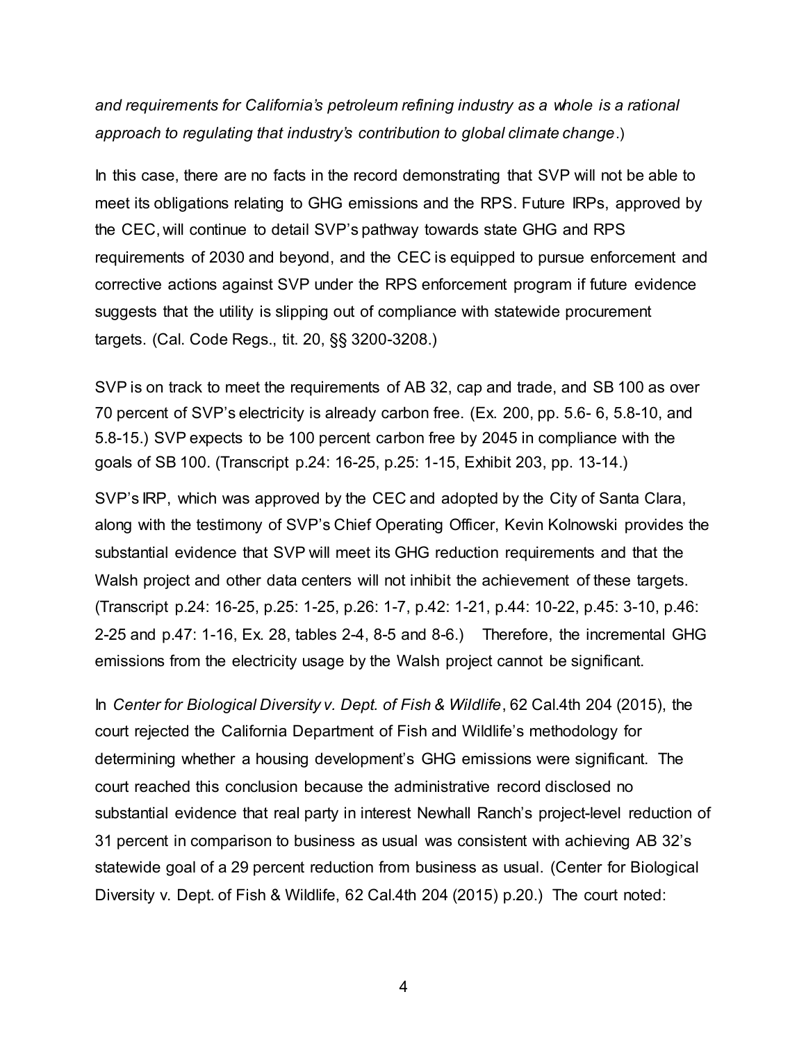*and requirements for California's petroleum refining industry as a whole is a rational approach to regulating that industry's contribution to global climate change*.)

In this case, there are no facts in the record demonstrating that SVP will not be able to meet its obligations relating to GHG emissions and the RPS. Future IRPs, approved by the CEC, will continue to detail SVP's pathway towards state GHG and RPS requirements of 2030 and beyond, and the CEC is equipped to pursue enforcement and corrective actions against SVP under the RPS enforcement program if future evidence suggests that the utility is slipping out of compliance with statewide procurement targets. (Cal. Code Regs., tit. 20, §§ 3200-3208.)

SVP is on track to meet the requirements of AB 32, cap and trade, and SB 100 as over 70 percent of SVP's electricity is already carbon free. (Ex. 200, pp. 5.6- 6, 5.8-10, and 5.8-15.) SVP expects to be 100 percent carbon free by 2045 in compliance with the goals of SB 100. (Transcript p.24: 16-25, p.25: 1-15, Exhibit 203, pp. 13-14.)

SVP's IRP, which was approved by the CEC and adopted by the City of Santa Clara, along with the testimony of SVP's Chief Operating Officer, Kevin Kolnowski provides the substantial evidence that SVP will meet its GHG reduction requirements and that the Walsh project and other data centers will not inhibit the achievement of these targets. (Transcript p.24: 16-25, p.25: 1-25, p.26: 1-7, p.42: 1-21, p.44: 10-22, p.45: 3-10, p.46: 2-25 and p.47: 1-16, Ex. 28, tables 2-4, 8-5 and 8-6.) Therefore, the incremental GHG emissions from the electricity usage by the Walsh project cannot be significant.

In *Center for Biological Diversity v. Dept. of Fish & Wildlife*, 62 Cal.4th 204 (2015), the court rejected the California Department of Fish and Wildlife's methodology for determining whether a housing development's GHG emissions were significant. The court reached this conclusion because the administrative record disclosed no substantial evidence that real party in interest Newhall Ranch's project-level reduction of 31 percent in comparison to business as usual was consistent with achieving AB 32's statewide goal of a 29 percent reduction from business as usual. (Center for Biological Diversity v. Dept. of Fish & Wildlife, 62 Cal.4th 204 (2015) p.20.) The court noted: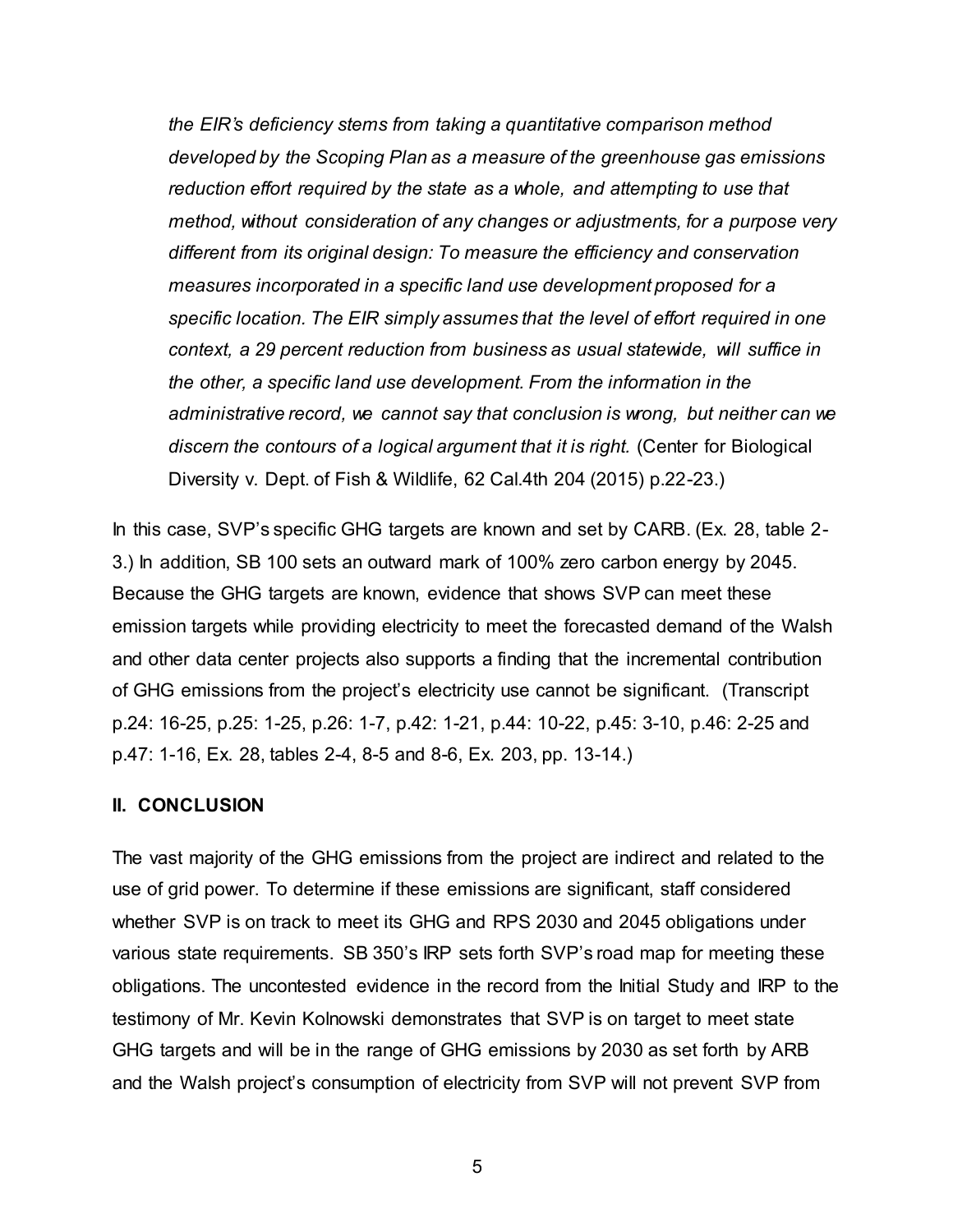*the EIR's deficiency stems from taking a quantitative comparison method developed by the Scoping Plan as a measure of the greenhouse gas emissions reduction effort required by the state as a whole, and attempting to use that method, without consideration of any changes or adjustments, for a purpose very different from its original design: To measure the efficiency and conservation measures incorporated in a specific land use development proposed for a specific location. The EIR simply assumes that the level of effort required in one context, a 29 percent reduction from business as usual statewide, will suffice in the other, a specific land use development. From the information in the administrative record, we cannot say that conclusion is wrong, but neither can we discern the contours of a logical argument that it is right.* (Center for Biological Diversity v. Dept. of Fish & Wildlife, 62 Cal.4th 204 (2015) p.22-23.)

In this case, SVP's specific GHG targets are known and set by CARB. (Ex. 28, table 2-3.) In addition, SB 100 sets an outward mark of 100% zero carbon energy by 2045. Because the GHG targets are known, evidence that shows SVP can meet these emission targets while providing electricity to meet the forecasted demand of the Walsh and other data center projects also supports a finding that the incremental contribution of GHG emissions from the project's electricity use cannot be significant. (Transcript p.24: 16-25, p.25: 1-25, p.26: 1-7, p.42: 1-21, p.44: 10-22, p.45: 3-10, p.46: 2-25 and p.47: 1-16, Ex. 28, tables 2-4, 8-5 and 8-6, Ex. 203, pp. 13-14.)

## II. CONCLUSION

The vast majority of the GHG emissions from the project are indirect and related to the use of grid power. To determine if these emissions are significant, staff considered whether SVP is on track to meet its GHG and RPS 2030 and 2045 obligations under various state requirements. SB 350's IRP sets forth SVP's road map for meeting these obligations. The uncontested evidence in the record from the Initial Study and IRP to the testimony of Mr. Kevin Kolnowski demonstrates that SVP is on target to meet state GHG targets and will be in the range of GHG emissions by 2030 as set forth by ARB and the Walsh project's consumption of electricity from SVP will not prevent SVP from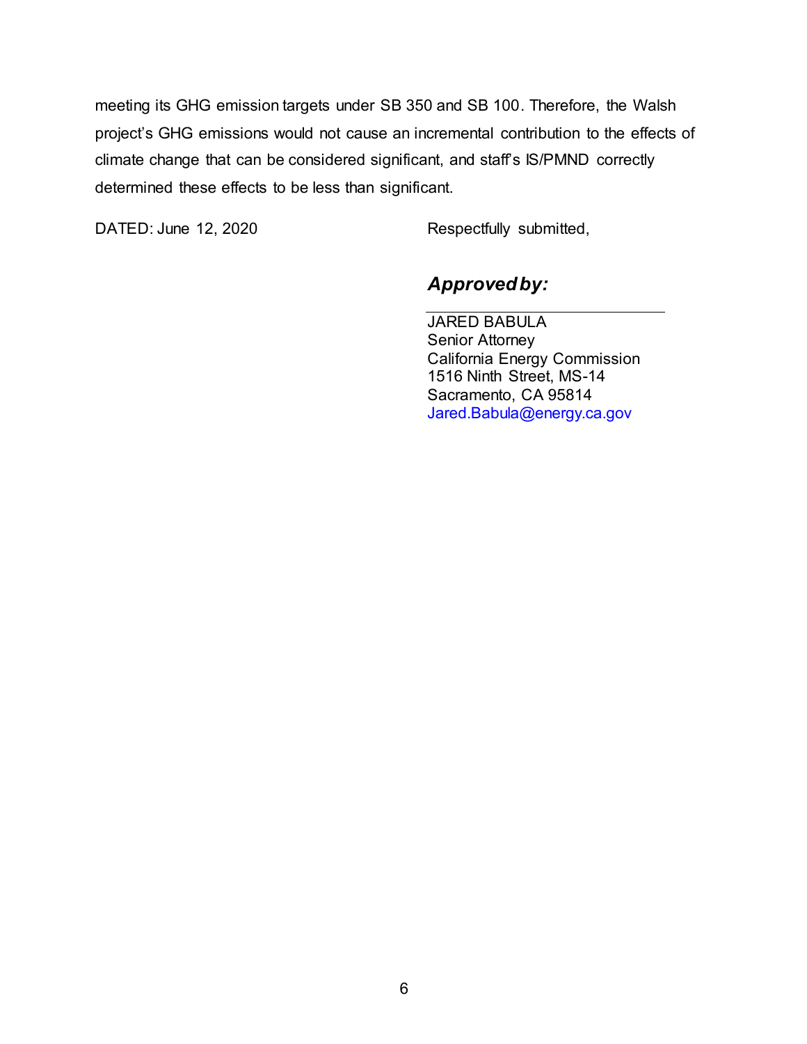meeting its GHG emission targets under SB 350 and SB 100. Therefore, the Walsh project's GHG emissions would not cause an incremental contribution to the effects of climate change that can be considered significant, and staff's IS/PMND correctly determined these effects to be less than significant.

DATED: June 12, 2020

Respectfully submitted,

***Approved by:***

JARED BABULA
Senior Attorney
California Energy Commission
1516 Ninth Street, MS-14
Sacramento, CA 95814
Jared.Babula@energy.ca.gov